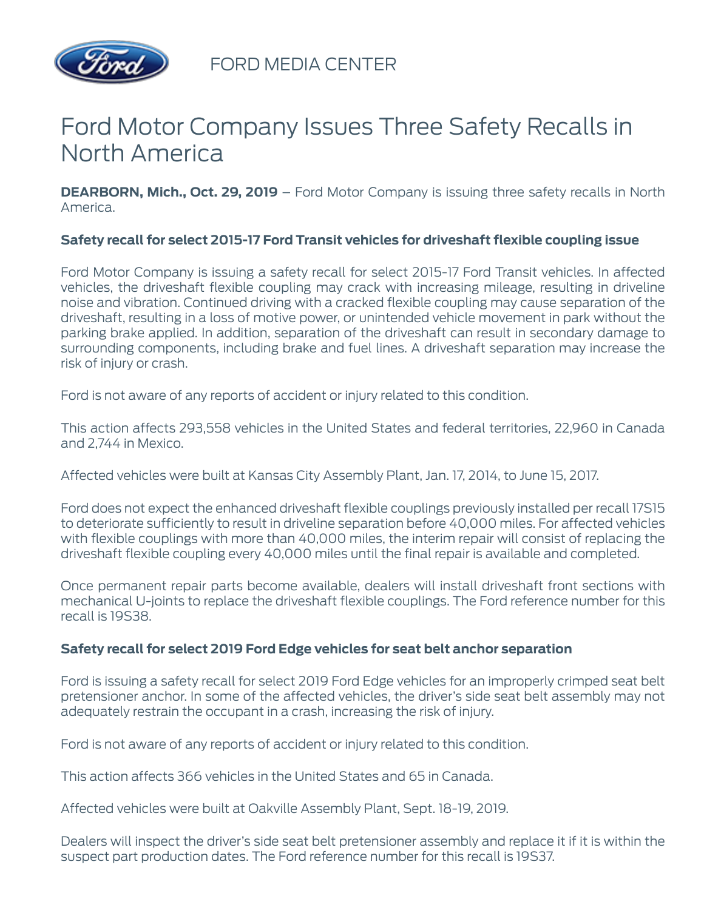FORD MEDIA CENTER

# Ford Motor Company Issues Three Safety Recalls in North America

**DEARBORN, Mich., Oct. 29, 2019** – Ford Motor Company is issuing three safety recalls in North America.

**Safety recall for select 2015-17 Ford Transit vehicles for driveshaft flexible coupling issue**

Ford Motor Company is issuing a safety recall for select 2015-17 Ford Transit vehicles. In affected vehicles, the driveshaft flexible coupling may crack with increasing mileage, resulting in driveline noise and vibration. Continued driving with a cracked flexible coupling may cause separation of the driveshaft, resulting in a loss of motive power, or unintended vehicle movement in park without the parking brake applied. In addition, separation of the driveshaft can result in secondary damage to surrounding components, including brake and fuel lines. A driveshaft separation may increase the risk of injury or crash.

Ford is not aware of any reports of accident or injury related to this condition.

This action affects 293,558 vehicles in the United States and federal territories, 22,960 in Canada and 2,744 in Mexico.

Affected vehicles were built at Kansas City Assembly Plant, Jan. 17, 2014, to June 15, 2017.

Ford does not expect the enhanced driveshaft flexible couplings previously installed per recall 17S15 to deteriorate sufficiently to result in driveline separation before 40,000 miles. For affected vehicles with flexible couplings with more than 40,000 miles, the interim repair will consist of replacing the driveshaft flexible coupling every 40,000 miles until the final repair is available and completed.

Once permanent repair parts become available, dealers will install driveshaft front sections with mechanical U-joints to replace the driveshaft flexible couplings. The Ford reference number for this recall is 19S38.

**Safety recall for select 2019 Ford Edge vehicles for seat belt anchor separation**

Ford is issuing a safety recall for select 2019 Ford Edge vehicles for an improperly crimped seat belt pretensioner anchor. In some of the affected vehicles, the driver's side seat belt assembly may not adequately restrain the occupant in a crash, increasing the risk of injury.

Ford is not aware of any reports of accident or injury related to this condition.

This action affects 366 vehicles in the United States and 65 in Canada.

Affected vehicles were built at Oakville Assembly Plant, Sept. 18-19, 2019.

Dealers will inspect the driver's side seat belt pretensioner assembly and replace it if it is within the suspect part production dates. The Ford reference number for this recall is 19S37.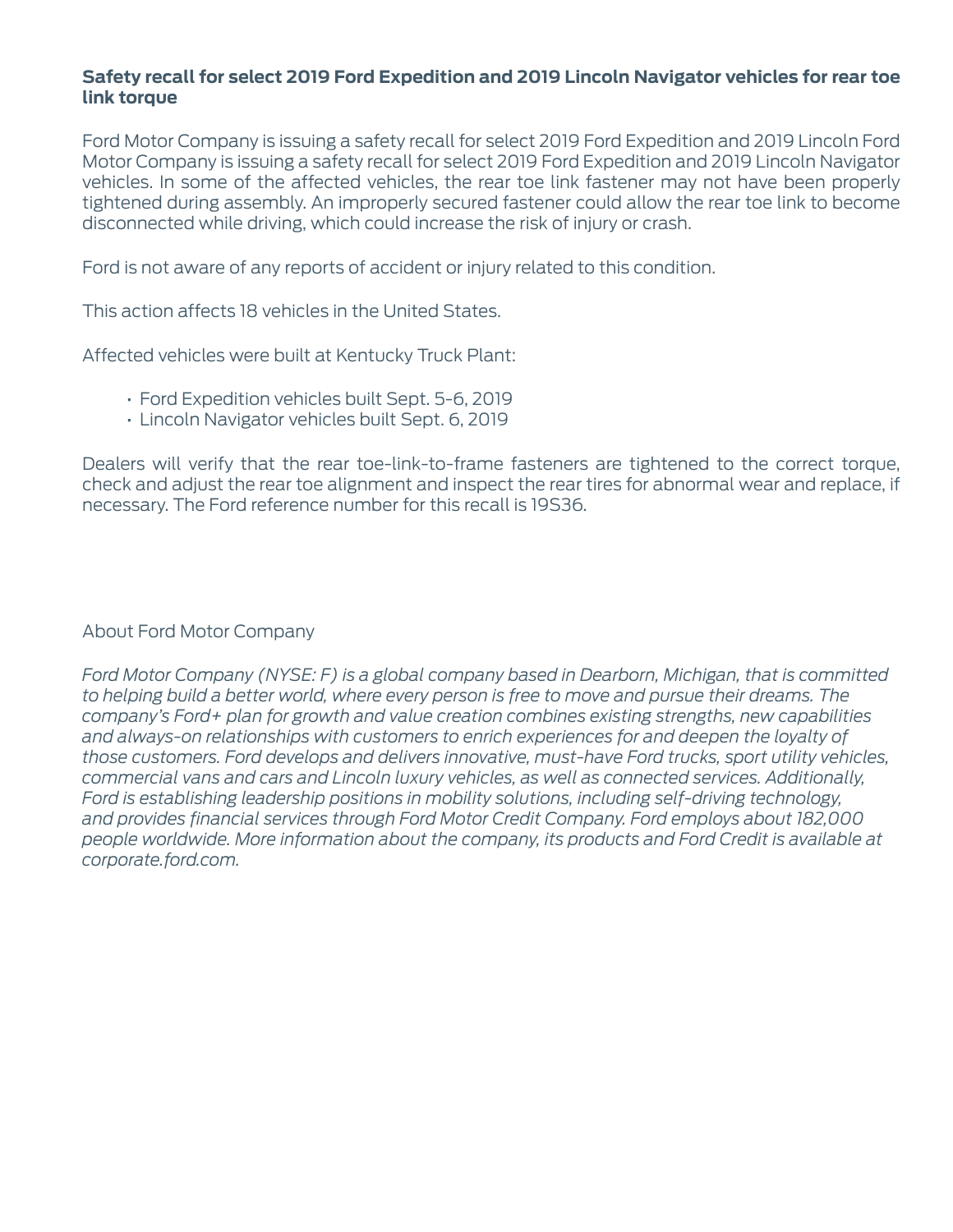**Safety recall for select 2019 Ford Expedition and 2019 Lincoln Navigator vehicles for rear toe link torque**

Ford Motor Company is issuing a safety recall for select 2019 Ford Expedition and 2019 Lincoln Ford Motor Company is issuing a safety recall for select 2019 Ford Expedition and 2019 Lincoln Navigator vehicles. In some of the affected vehicles, the rear toe link fastener may not have been properly tightened during assembly. An improperly secured fastener could allow the rear toe link to become disconnected while driving, which could increase the risk of injury or crash.

Ford is not aware of any reports of accident or injury related to this condition.

This action affects 18 vehicles in the United States.

Affected vehicles were built at Kentucky Truck Plant:

- Ford Expedition vehicles built Sept. 5-6, 2019
- Lincoln Navigator vehicles built Sept. 6, 2019

Dealers will verify that the rear toe-link-to-frame fasteners are tightened to the correct torque, check and adjust the rear toe alignment and inspect the rear tires for abnormal wear and replace, if necessary. The Ford reference number for this recall is 19S36.

About Ford Motor Company

*Ford Motor Company (NYSE: F) is a global company based in Dearborn, Michigan, that is committed to helping build a better world, where every person is free to move and pursue their dreams. The company's Ford+ plan for growth and value creation combines existing strengths, new capabilities and always-on relationships with customers to enrich experiences for and deepen the loyalty of those customers. Ford develops and delivers innovative, must-have Ford trucks, sport utility vehicles, commercial vans and cars and Lincoln luxury vehicles, as well as connected services. Additionally, Ford is establishing leadership positions in mobility solutions, including self-driving technology, and provides financial services through Ford Motor Credit Company. Ford employs about 182,000 people worldwide. More information about the company, its products and Ford Credit is available at corporate.ford.com.*